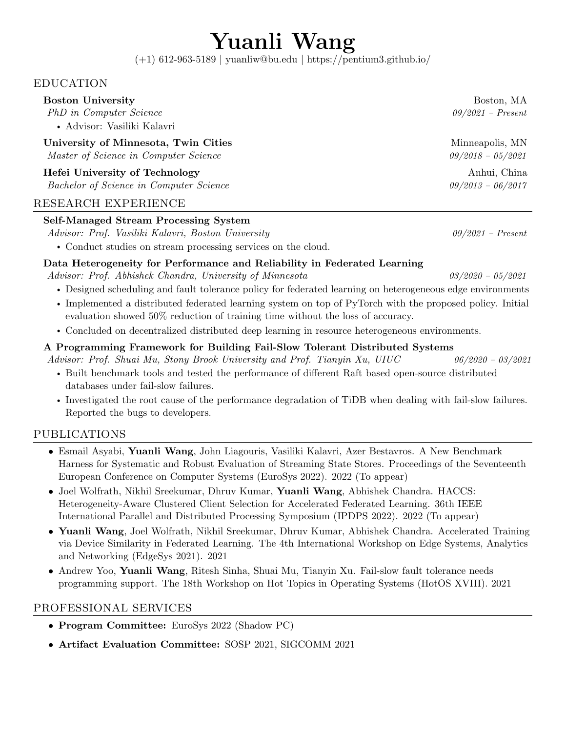# Yuanli Wang

(+1) 612-963-5189 | yuanliw@bu.edu | https://pentium3.github.io/

## EDUCATION

**Boston University** — Boston, MA
*PhD in Computer Science* — *09/2021 – Present*

- Advisor: Vasiliki Kalavri

**University of Minnesota, Twin Cities** — Minneapolis, MN
*Master of Science in Computer Science* — *09/2018 – 05/2021*

**Hefei University of Technology** — Anhui, China
*Bachelor of Science in Computer Science* — *09/2013 – 06/2017*

## RESEARCH EXPERIENCE

**Self-Managed Stream Processing System**
*Advisor: Prof. Vasiliki Kalavri, Boston University* — *09/2021 – Present*

- Conduct studies on stream processing services on the cloud.

**Data Heterogeneity for Performance and Reliability in Federated Learning**
*Advisor: Prof. Abhishek Chandra, University of Minnesota* — *03/2020 – 05/2021*

- Designed scheduling and fault tolerance policy for federated learning on heterogeneous edge environments
- Implemented a distributed federated learning system on top of PyTorch with the proposed policy. Initial evaluation showed 50% reduction of training time without the loss of accuracy.
- Concluded on decentralized distributed deep learning in resource heterogeneous environments.

**A Programming Framework for Building Fail-Slow Tolerant Distributed Systems**
*Advisor: Prof. Shuai Mu, Stony Brook University and Prof. Tianyin Xu, UIUC* — *06/2020 – 03/2021*

- Built benchmark tools and tested the performance of different Raft based open-source distributed databases under fail-slow failures.
- Investigated the root cause of the performance degradation of TiDB when dealing with fail-slow failures. Reported the bugs to developers.

## PUBLICATIONS

- Esmail Asyabi, **Yuanli Wang**, John Liagouris, Vasiliki Kalavri, Azer Bestavros. A New Benchmark Harness for Systematic and Robust Evaluation of Streaming State Stores. Proceedings of the Seventeenth European Conference on Computer Systems (EuroSys 2022). 2022 (To appear)
- Joel Wolfrath, Nikhil Sreekumar, Dhruv Kumar, **Yuanli Wang**, Abhishek Chandra. HACCS: Heterogeneity-Aware Clustered Client Selection for Accelerated Federated Learning. 36th IEEE International Parallel and Distributed Processing Symposium (IPDPS 2022). 2022 (To appear)
- **Yuanli Wang**, Joel Wolfrath, Nikhil Sreekumar, Dhruv Kumar, Abhishek Chandra. Accelerated Training via Device Similarity in Federated Learning. The 4th International Workshop on Edge Systems, Analytics and Networking (EdgeSys 2021). 2021
- Andrew Yoo, **Yuanli Wang**, Ritesh Sinha, Shuai Mu, Tianyin Xu. Fail-slow fault tolerance needs programming support. The 18th Workshop on Hot Topics in Operating Systems (HotOS XVIII). 2021

## PROFESSIONAL SERVICES

- **Program Committee:** EuroSys 2022 (Shadow PC)
- **Artifact Evaluation Committee:** SOSP 2021, SIGCOMM 2021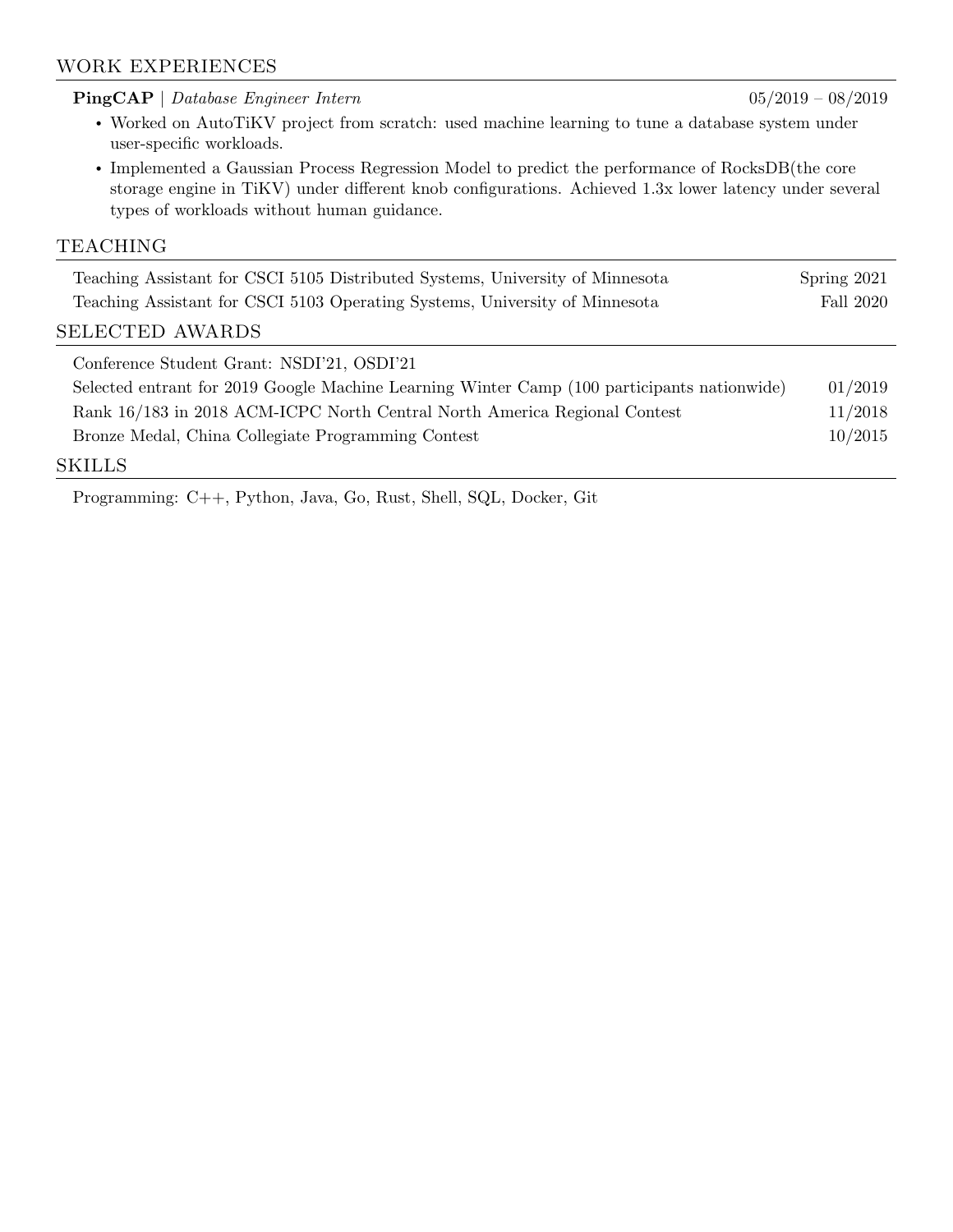## WORK EXPERIENCES

**PingCAP** | *Database Engineer Intern* 05/2019 – 08/2019

- Worked on AutoTiKV project from scratch: used machine learning to tune a database system under user-specific workloads.
- Implemented a Gaussian Process Regression Model to predict the performance of RocksDB(the core storage engine in TiKV) under different knob configurations. Achieved 1.3x lower latency under several types of workloads without human guidance.

## TEACHING

| | |
|---|---|
| Teaching Assistant for CSCI 5105 Distributed Systems, University of Minnesota | Spring 2021 |
| Teaching Assistant for CSCI 5103 Operating Systems, University of Minnesota | Fall 2020 |

## SELECTED AWARDS

| | |
|---|---|
| Conference Student Grant: NSDI'21, OSDI'21 | |
| Selected entrant for 2019 Google Machine Learning Winter Camp (100 participants nationwide) | 01/2019 |
| Rank 16/183 in 2018 ACM-ICPC North Central North America Regional Contest | 11/2018 |
| Bronze Medal, China Collegiate Programming Contest | 10/2015 |

## SKILLS

Programming: C++, Python, Java, Go, Rust, Shell, SQL, Docker, Git